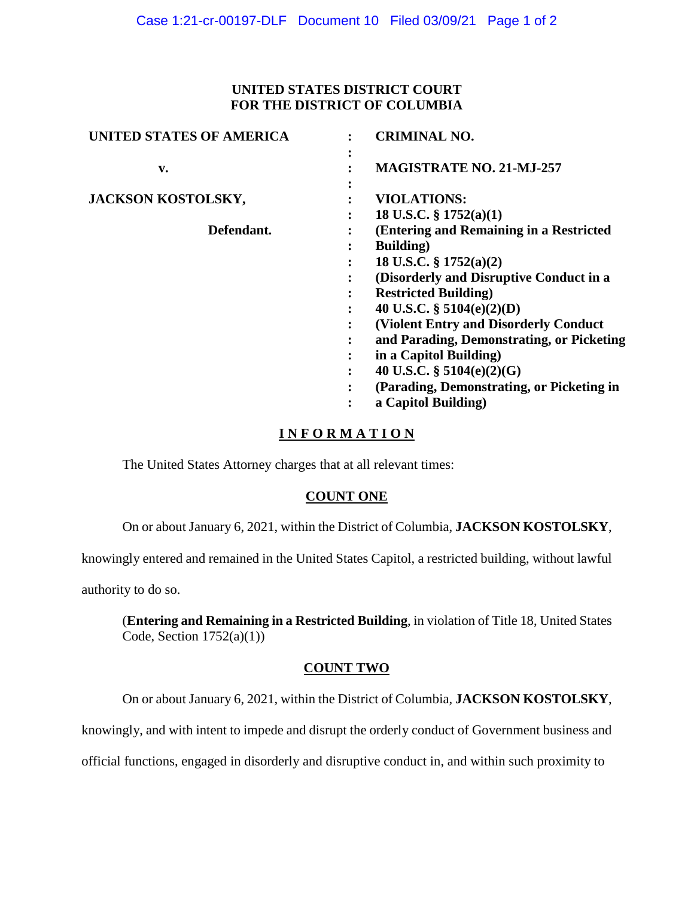**UNITED STATES DISTRICT COURT**
**FOR THE DISTRICT OF COLUMBIA**

| | | |
|---|---|---|
| **UNITED STATES OF AMERICA** | : | **CRIMINAL NO.** |
| | : | |
| **v.** | : | **MAGISTRATE NO. 21-MJ-257** |
| | : | |
| **JACKSON KOSTOLSKY,** | : | **VIOLATIONS:** |
| | : | **18 U.S.C. § 1752(a)(1)** |
| **Defendant.** | : | **(Entering and Remaining in a Restricted Building)** |
| | : | **18 U.S.C. § 1752(a)(2)** |
| | : | **(Disorderly and Disruptive Conduct in a Restricted Building)** |
| | : | **40 U.S.C. § 5104(e)(2)(D)** |
| | : | **(Violent Entry and Disorderly Conduct and Parading, Demonstrating, or Picketing in a Capitol Building)** |
| | : | **40 U.S.C. § 5104(e)(2)(G)** |
| | : | **(Parading, Demonstrating, or Picketing in a Capitol Building)** |

# INFORMATION

The United States Attorney charges that at all relevant times:

## COUNT ONE

On or about January 6, 2021, within the District of Columbia, **JACKSON KOSTOLSKY**, knowingly entered and remained in the United States Capitol, a restricted building, without lawful authority to do so.

(**Entering and Remaining in a Restricted Building**, in violation of Title 18, United States Code, Section 1752(a)(1))

## COUNT TWO

On or about January 6, 2021, within the District of Columbia, **JACKSON KOSTOLSKY**, knowingly, and with intent to impede and disrupt the orderly conduct of Government business and official functions, engaged in disorderly and disruptive conduct in, and within such proximity to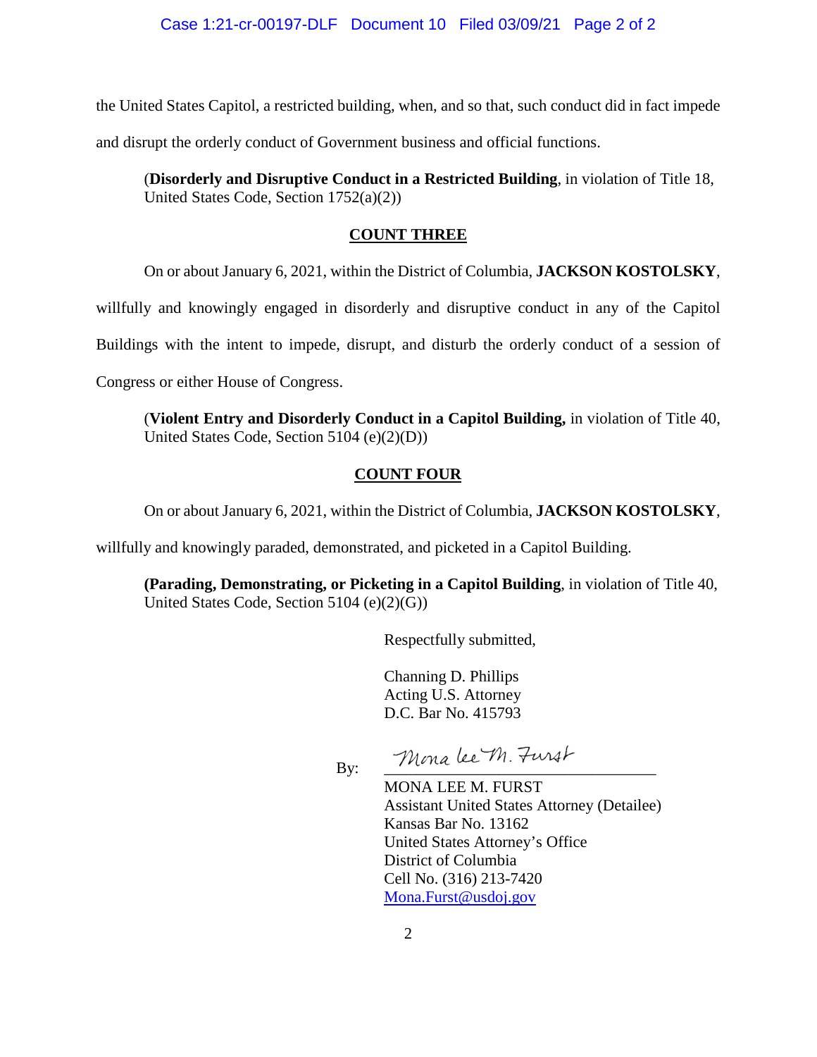the United States Capitol, a restricted building, when, and so that, such conduct did in fact impede and disrupt the orderly conduct of Government business and official functions.

(**Disorderly and Disruptive Conduct in a Restricted Building**, in violation of Title 18, United States Code, Section 1752(a)(2))

## COUNT THREE

On or about January 6, 2021, within the District of Columbia, **JACKSON KOSTOLSKY**, willfully and knowingly engaged in disorderly and disruptive conduct in any of the Capitol Buildings with the intent to impede, disrupt, and disturb the orderly conduct of a session of Congress or either House of Congress.

(**Violent Entry and Disorderly Conduct in a Capitol Building,** in violation of Title 40, United States Code, Section 5104 (e)(2)(D))

## COUNT FOUR

On or about January 6, 2021, within the District of Columbia, **JACKSON KOSTOLSKY**, willfully and knowingly paraded, demonstrated, and picketed in a Capitol Building.

**(Parading, Demonstrating, or Picketing in a Capitol Building**, in violation of Title 40, United States Code, Section 5104 (e)(2)(G))

Respectfully submitted,

Channing D. Phillips
Acting U.S. Attorney
D.C. Bar No. 415793

By: Mona Lee M. Furst
MONA LEE M. FURST
Assistant United States Attorney (Detailee)
Kansas Bar No. 13162
United States Attorney's Office
District of Columbia
Cell No. (316) 213-7420
Mona.Furst@usdoj.gov